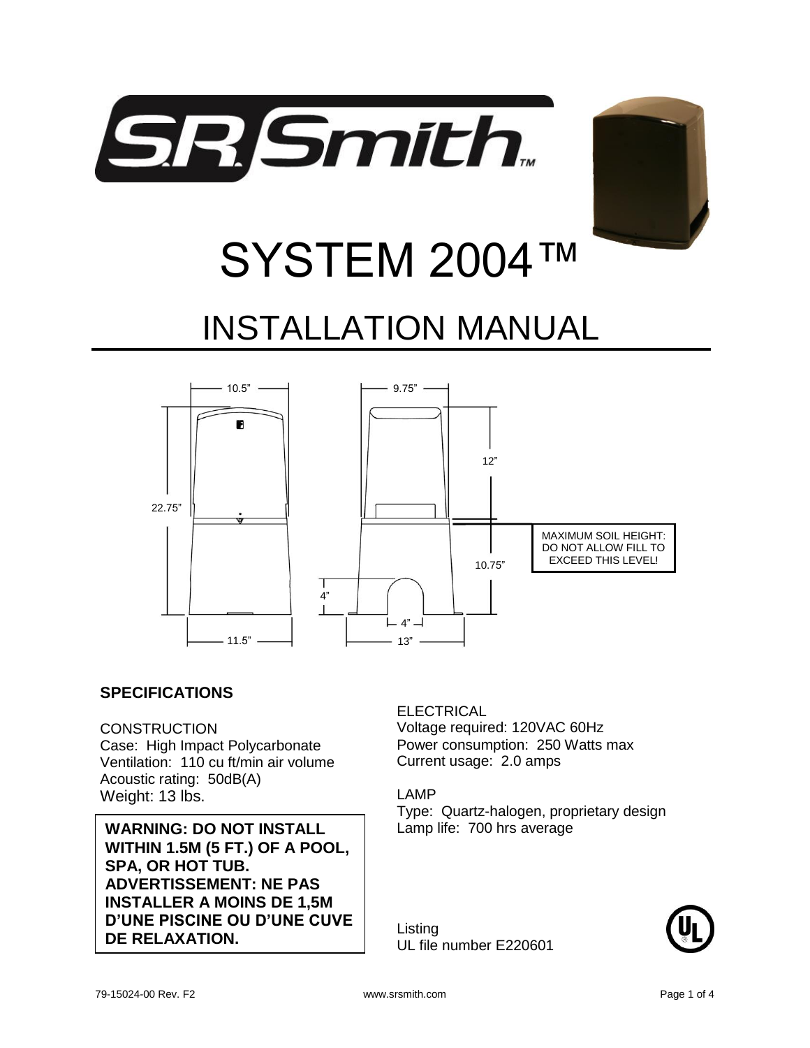# SYSTEM 2004™

# INSTALLATION MANUAL

MAXIMUM SOIL HEIGHT: DO NOT ALLOW FILL TO EXCEED THIS LEVEL!

## SPECIFICATIONS

CONSTRUCTION
Case: High Impact Polycarbonate
Ventilation: 110 cu ft/min air volume
Acoustic rating: 50dB(A)
Weight: 13 lbs.

**WARNING: DO NOT INSTALL WITHIN 1.5M (5 FT.) OF A POOL, SPA, OR HOT TUB.**
**ADVERTISSEMENT: NE PAS INSTALLER A MOINS DE 1,5M D'UNE PISCINE OU D'UNE CUVE DE RELAXATION.**

ELECTRICAL
Voltage required: 120VAC 60Hz
Power consumption: 250 Watts max
Current usage: 2.0 amps

LAMP
Type: Quartz-halogen, proprietary design
Lamp life: 700 hrs average

Listing
UL file number E220601

79-15024-00 Rev. F2 www.srsmith.com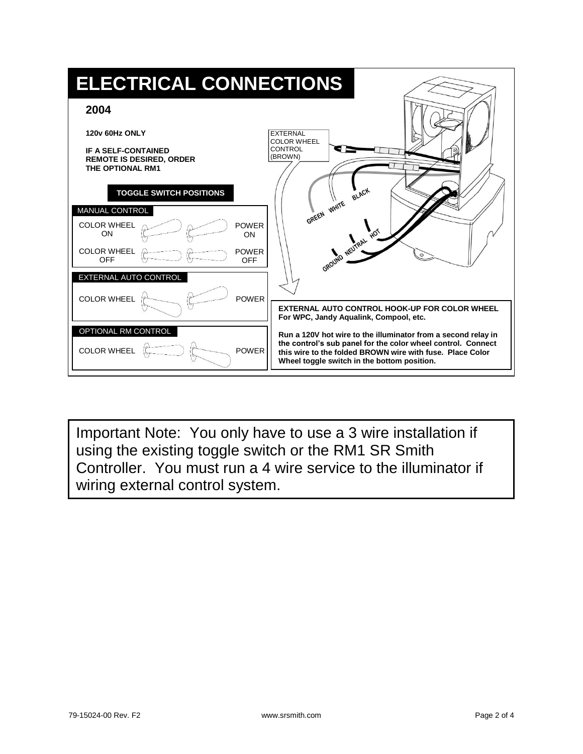# ELECTRICAL CONNECTIONS

## 2004

**120v 60Hz ONLY**

**IF A SELF-CONTAINED REMOTE IS DESIRED, ORDER THE OPTIONAL RM1**

**TOGGLE SWITCH POSITIONS**

MANUAL CONTROL

COLOR WHEEL ON — POWER ON

COLOR WHEEL OFF — POWER OFF

EXTERNAL AUTO CONTROL

COLOR WHEEL — POWER

OPTIONAL RM CONTROL

COLOR WHEEL — POWER

EXTERNAL COLOR WHEEL CONTROL (BROWN)

GREEN WHITE BLACK

GROUND NEUTRAL HOT

**EXTERNAL AUTO CONTROL HOOK-UP FOR COLOR WHEEL For WPC, Jandy Aqualink, Compool, etc.**

**Run a 120V hot wire to the illuminator from a second relay in the control's sub panel for the color wheel control. Connect this wire to the folded BROWN wire with fuse. Place Color Wheel toggle switch in the bottom position.**

Important Note: You only have to use a 3 wire installation if using the existing toggle switch or the RM1 SR Smith Controller. You must run a 4 wire service to the illuminator if wiring external control system.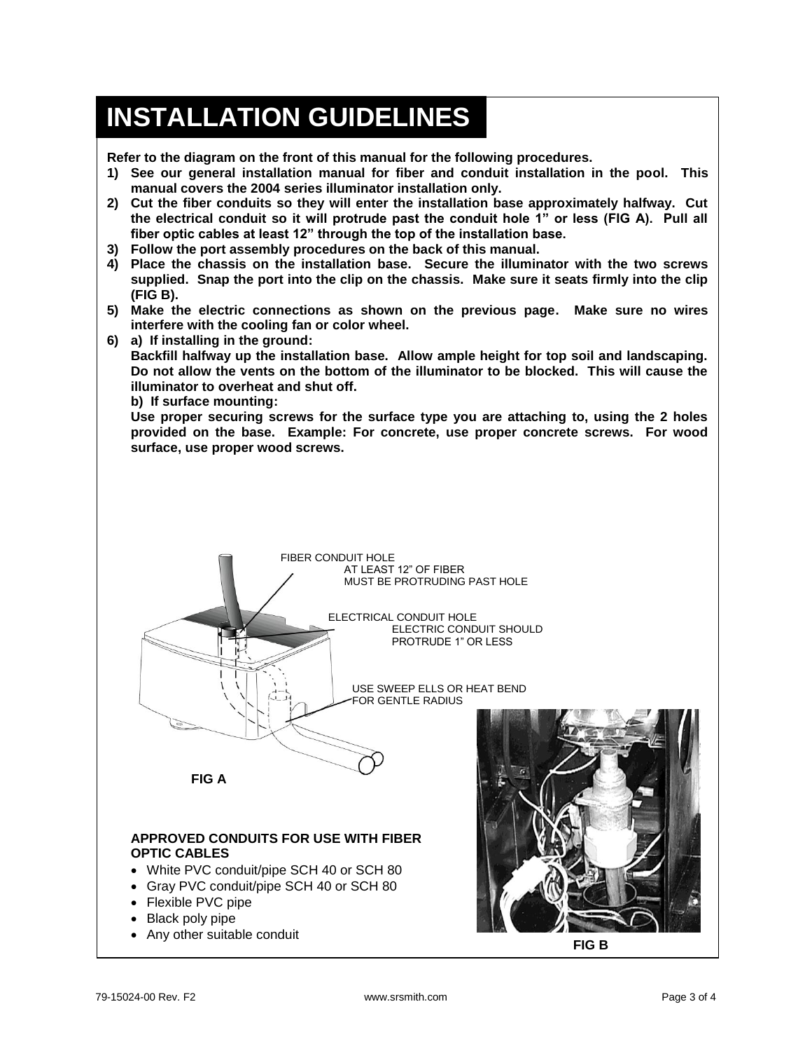# INSTALLATION GUIDELINES

**Refer to the diagram on the front of this manual for the following procedures.**

1) **See our general installation manual for fiber and conduit installation in the pool. This manual covers the 2004 series illuminator installation only.**
2) **Cut the fiber conduits so they will enter the installation base approximately halfway. Cut the electrical conduit so it will protrude past the conduit hole 1" or less (FIG A). Pull all fiber optic cables at least 12" through the top of the installation base.**
3) **Follow the port assembly procedures on the back of this manual.**
4) **Place the chassis on the installation base. Secure the illuminator with the two screws supplied. Snap the port into the clip on the chassis. Make sure it seats firmly into the clip (FIG B).**
5) **Make the electric connections as shown on the previous page. Make sure no wires interfere with the cooling fan or color wheel.**
6) **a) If installing in the ground:**
   **Backfill halfway up the installation base. Allow ample height for top soil and landscaping. Do not allow the vents on the bottom of the illuminator to be blocked. This will cause the illuminator to overheat and shut off.**
   **b) If surface mounting:**
   **Use proper securing screws for the surface type you are attaching to, using the 2 holes provided on the base. Example: For concrete, use proper concrete screws. For wood surface, use proper wood screws.**

FIBER CONDUIT HOLE
AT LEAST 12" OF FIBER MUST BE PROTRUDING PAST HOLE

ELECTRICAL CONDUIT HOLE
ELECTRIC CONDUIT SHOULD PROTRUDE 1" OR LESS

USE SWEEP ELLS OR HEAT BEND FOR GENTLE RADIUS

**FIG A**

**APPROVED CONDUITS FOR USE WITH FIBER OPTIC CABLES**

- White PVC conduit/pipe SCH 40 or SCH 80
- Gray PVC conduit/pipe SCH 40 or SCH 80
- Flexible PVC pipe
- Black poly pipe
- Any other suitable conduit

**FIG B**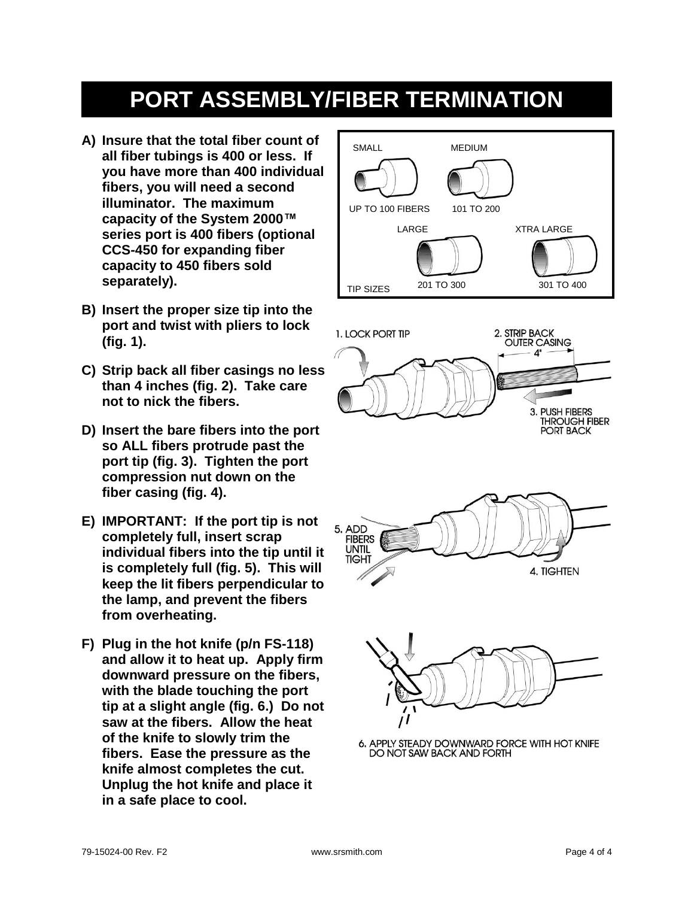# PORT ASSEMBLY/FIBER TERMINATION

**A) Insure that the total fiber count of all fiber tubings is 400 or less. If you have more than 400 individual fibers, you will need a second illuminator. The maximum capacity of the System 2000™ series port is 400 fibers (optional CCS-450 for expanding fiber capacity to 450 fibers sold separately).**

**B) Insert the proper size tip into the port and twist with pliers to lock (fig. 1).**

**C) Strip back all fiber casings no less than 4 inches (fig. 2). Take care not to nick the fibers.**

**D) Insert the bare fibers into the port so ALL fibers protrude past the port tip (fig. 3). Tighten the port compression nut down on the fiber casing (fig. 4).**

**E) IMPORTANT: If the port tip is not completely full, insert scrap individual fibers into the tip until it is completely full (fig. 5). This will keep the lit fibers perpendicular to the lamp, and prevent the fibers from overheating.**

**F) Plug in the hot knife (p/n FS-118) and allow it to heat up. Apply firm downward pressure on the fibers, with the blade touching the port tip at a slight angle (fig. 6.) Do not saw at the fibers. Allow the heat of the knife to slowly trim the fibers. Ease the pressure as the knife almost completes the cut. Unplug the hot knife and place it in a safe place to cool.**

SMALL
UP TO 100 FIBERS
MEDIUM
101 TO 200
LARGE
201 TO 300
XTRA LARGE
301 TO 400
TIP SIZES

1. LOCK PORT TIP
2. STRIP BACK OUTER CASING
4"
3. PUSH FIBERS THROUGH FIBER PORT BACK

5. ADD FIBERS UNTIL TIGHT
4. TIGHTEN

6. APPLY STEADY DOWNWARD FORCE WITH HOT KNIFE DO NOT SAW BACK AND FORTH